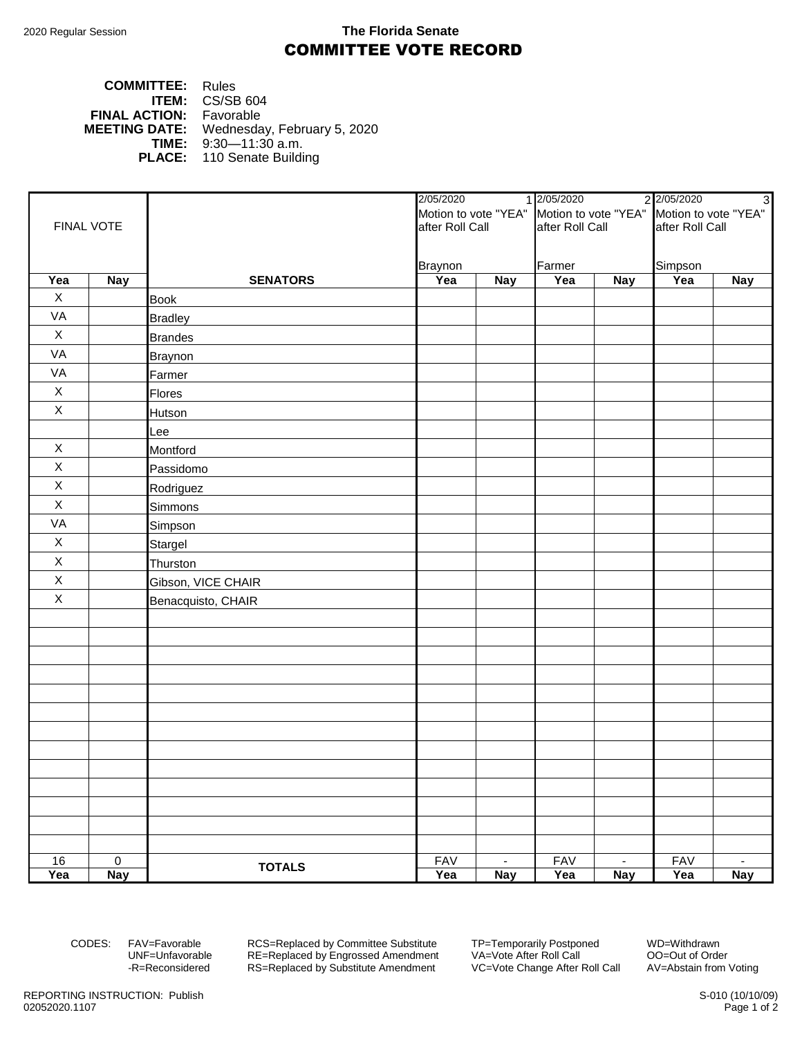2020 Regular Session

**The Florida Senate**

# COMMITTEE VOTE RECORD

**COMMITTEE:** Rules
**ITEM:** CS/SB 604
**FINAL ACTION:** Favorable
**MEETING DATE:** Wednesday, February 5, 2020
**TIME:** 9:30—11:30 a.m.
**PLACE:** 110 Senate Building

| FINAL VOTE | | | 2/05/2020 1 Motion to vote "YEA" after Roll Call Braynon | | 2/05/2020 2 Motion to vote "YEA" after Roll Call Farmer | | 2/05/2020 3 Motion to vote "YEA" after Roll Call Simpson | |
|---|---|---|---|---|---|---|---|---|
| **Yea** | **Nay** | **SENATORS** | **Yea** | **Nay** | **Yea** | **Nay** | **Yea** | **Nay** |
| X | | Book | | | | | | |
| VA | | Bradley | | | | | | |
| X | | Brandes | | | | | | |
| VA | | Braynon | | | | | | |
| VA | | Farmer | | | | | | |
| X | | Flores | | | | | | |
| X | | Hutson | | | | | | |
| | | Lee | | | | | | |
| X | | Montford | | | | | | |
| X | | Passidomo | | | | | | |
| X | | Rodriguez | | | | | | |
| X | | Simmons | | | | | | |
| VA | | Simpson | | | | | | |
| X | | Stargel | | | | | | |
| X | | Thurston | | | | | | |
| X | | Gibson, VICE CHAIR | | | | | | |
| X | | Benacquisto, CHAIR | | | | | | |
| 16 | 0 | **TOTALS** | FAV | - | FAV | - | FAV | - |
| **Yea** | **Nay** | | **Yea** | **Nay** | **Yea** | **Nay** | **Yea** | **Nay** |

CODES: FAV=Favorable, UNF=Unfavorable, -R=Reconsidered, RCS=Replaced by Committee Substitute, RE=Replaced by Engrossed Amendment, RS=Replaced by Substitute Amendment, TP=Temporarily Postponed, VA=Vote After Roll Call, VC=Vote Change After Roll Call, WD=Withdrawn, OO=Out of Order, AV=Abstain from Voting

REPORTING INSTRUCTION: Publish
02052020.1107

S-010 (10/10/09)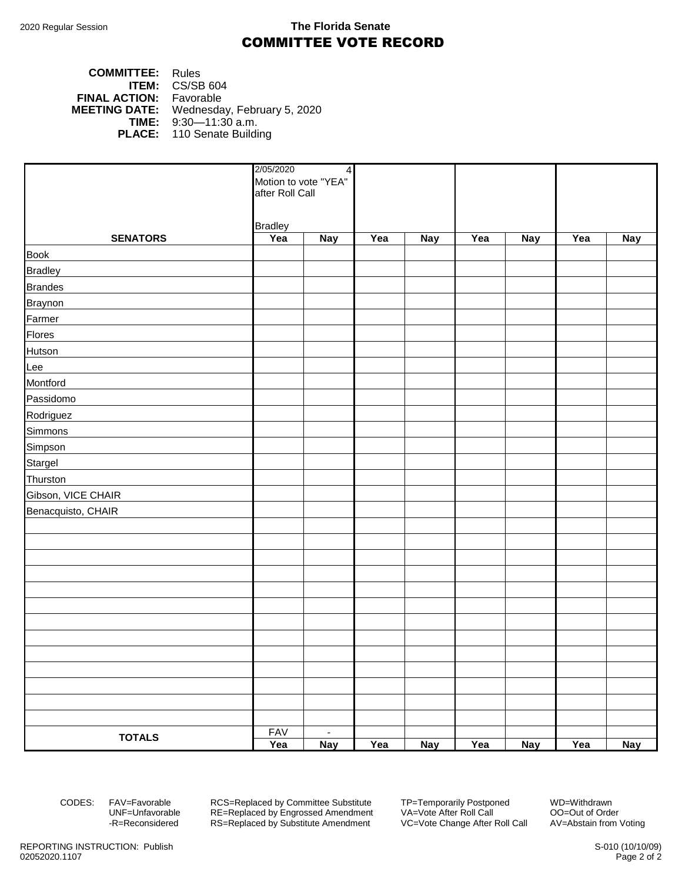2020 Regular Session

**The Florida Senate**

# COMMITTEE VOTE RECORD

**COMMITTEE:** Rules
**ITEM:** CS/SB 604
**FINAL ACTION:** Favorable
**MEETING DATE:** Wednesday, February 5, 2020
**TIME:** 9:30—11:30 a.m.
**PLACE:** 110 Senate Building

| | 2/05/2020 4 Motion to vote "YEA" after Roll Call Bradley | | | | | | | |
|---|---|---|---|---|---|---|---|---|
| **SENATORS** | **Yea** | **Nay** | **Yea** | **Nay** | **Yea** | **Nay** | **Yea** | **Nay** |
| Book | | | | | | | | |
| Bradley | | | | | | | | |
| Brandes | | | | | | | | |
| Braynon | | | | | | | | |
| Farmer | | | | | | | | |
| Flores | | | | | | | | |
| Hutson | | | | | | | | |
| Lee | | | | | | | | |
| Montford | | | | | | | | |
| Passidomo | | | | | | | | |
| Rodriguez | | | | | | | | |
| Simmons | | | | | | | | |
| Simpson | | | | | | | | |
| Stargel | | | | | | | | |
| Thurston | | | | | | | | |
| Gibson, VICE CHAIR | | | | | | | | |
| Benacquisto, CHAIR | | | | | | | | |
| | | | | | | | | |
| | | | | | | | | |
| | | | | | | | | |
| | | | | | | | | |
| | | | | | | | | |
| | | | | | | | | |
| | | | | | | | | |
| | | | | | | | | |
| | | | | | | | | |
| | | | | | | | | |
| | | | | | | | | |
| | | | | | | | | |
| | | | | | | | | |
| **TOTALS** | FAV | - | | | | | | |
| | **Yea** | **Nay** | **Yea** | **Nay** | **Yea** | **Nay** | **Yea** | **Nay** |

CODES:
- FAV=Favorable
- UNF=Unfavorable
- -R=Reconsidered
- RCS=Replaced by Committee Substitute
- RE=Replaced by Engrossed Amendment
- RS=Replaced by Substitute Amendment
- TP=Temporarily Postponed
- VA=Vote After Roll Call
- VC=Vote Change After Roll Call
- WD=Withdrawn
- OO=Out of Order
- AV=Abstain from Voting

REPORTING INSTRUCTION: Publish
02052020.1107

S-010 (10/10/09)